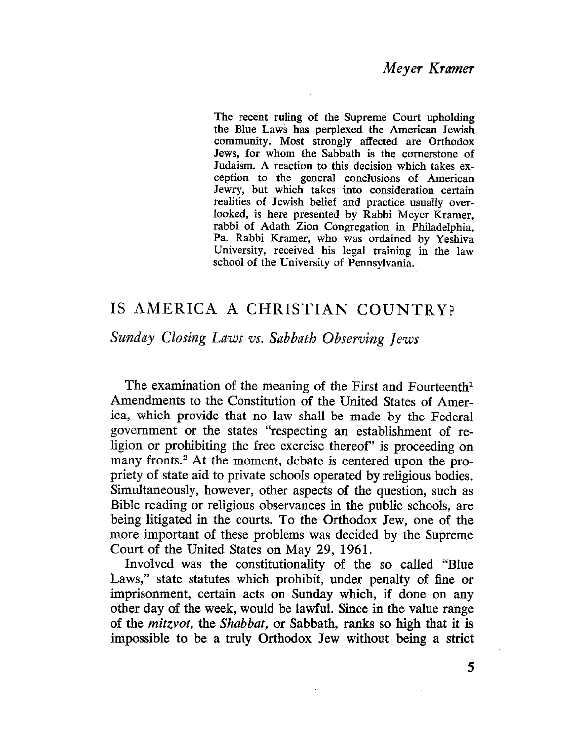*Meyer Kramer*

The recent ruling of the Supreme Court upholding the Blue Laws has perplexed the American Jewish community. Most strongly affected are Orthodox Jews, for whom the Sabbath is the cornerstone of Judaism. A reaction to this decision which takes exception to the general conclusions of American Jewry, but which takes into consideration certain realities of Jewish belief and practice usually overlooked, is here presented by Rabbi Meyer Kramer, rabbi of Adath Zion Congregation in Philadelphia, Pa. Rabbi Kramer, who was ordained by Yeshiva University, received his legal training in the law school of the University of Pennsylvania.

# IS AMERICA A CHRISTIAN COUNTRY?

## *Sunday Closing Laws vs. Sabbath Observing Jews*

The examination of the meaning of the First and Fourteenth[1] Amendments to the Constitution of the United States of America, which provide that no law shall be made by the Federal government or the states "respecting an establishment of religion or prohibiting the free exercise thereof" is proceeding on many fronts.[2] At the moment, debate is centered upon the propriety of state aid to private schools operated by religious bodies. Simultaneously, however, other aspects of the question, such as Bible reading or religious observances in the public schools, are being litigated in the courts. To the Orthodox Jew, one of the more important of these problems was decided by the Supreme Court of the United States on May 29, 1961.

Involved was the constitutionality of the so called "Blue Laws," state statutes which prohibit, under penalty of fine or imprisonment, certain acts on Sunday which, if done on any other day of the week, would be lawful. Since in the value range of the *mitzvot*, the *Shabbat*, or Sabbath, ranks so high that it is impossible to be a truly Orthodox Jew without being a strict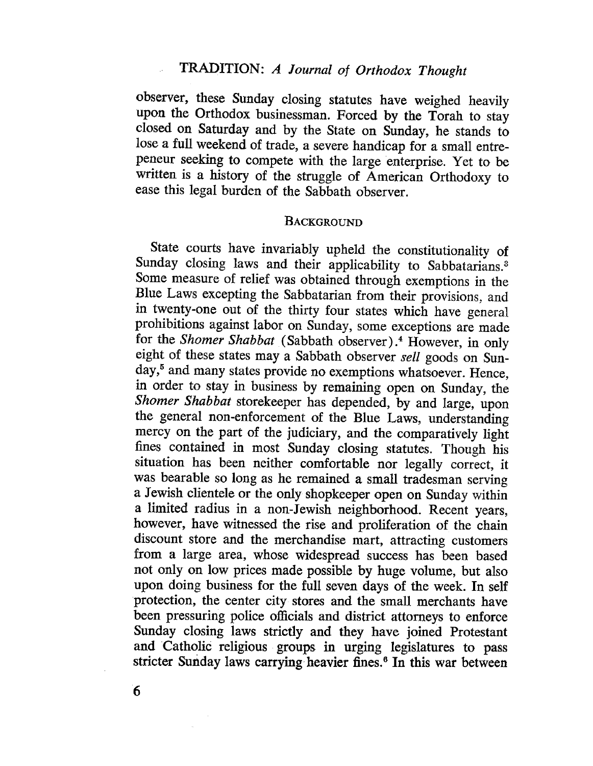observer, these Sunday closing statutes have weighed heavily upon the Orthodox businessman. Forced by the Torah to stay closed on Saturday and by the State on Sunday, he stands to lose a full weekend of trade, a severe handicap for a small entrepeneur seeking to compete with the large enterprise. Yet to be written is a history of the struggle of American Orthodoxy to ease this legal burden of the Sabbath observer.

## Background

State courts have invariably upheld the constitutionality of Sunday closing laws and their applicability to Sabbatarians.[3] Some measure of relief was obtained through exemptions in the Blue Laws excepting the Sabbatarian from their provisions, and in twenty-one out of the thirty four states which have general prohibitions against labor on Sunday, some exceptions are made for the *Shomer Shabbat* (Sabbath observer).[4] However, in only eight of these states may a Sabbath observer *sell* goods on Sunday,[5] and many states provide no exemptions whatsoever. Hence, in order to stay in business by remaining open on Sunday, the *Shomer Shabbat* storekeeper has depended, by and large, upon the general non-enforcement of the Blue Laws, understanding mercy on the part of the judiciary, and the comparatively light fines contained in most Sunday closing statutes. Though his situation has been neither comfortable nor legally correct, it was bearable so long as he remained a small tradesman serving a Jewish clientele or the only shopkeeper open on Sunday within a limited radius in a non-Jewish neighborhood. Recent years, however, have witnessed the rise and proliferation of the chain discount store and the merchandise mart, attracting customers from a large area, whose widespread success has been based not only on low prices made possible by huge volume, but also upon doing business for the full seven days of the week. In self protection, the center city stores and the small merchants have been pressuring police officials and district attorneys to enforce Sunday closing laws strictly and they have joined Protestant and Catholic religious groups in urging legislatures to pass stricter Sunday laws carrying heavier fines.[6] In this war between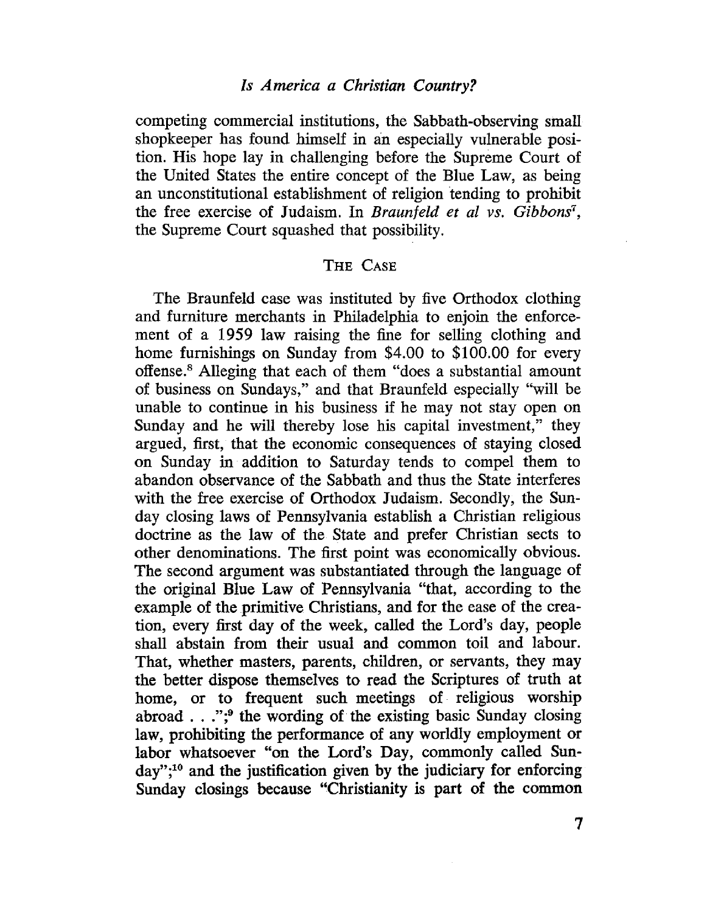competing commercial institutions, the Sabbath-observing small shopkeeper has found himself in an especially vulnerable position. His hope lay in challenging before the Supreme Court of the United States the entire concept of the Blue Law, as being an unconstitutional establishment of religion tending to prohibit the free exercise of Judaism. In *Braunfeld et al vs. Gibbons*[7], the Supreme Court squashed that possibility.

## THE CASE

The Braunfeld case was instituted by five Orthodox clothing and furniture merchants in Philadelphia to enjoin the enforcement of a 1959 law raising the fine for selling clothing and home furnishings on Sunday from $4.00 to $100.00 for every offense.[8] Alleging that each of them "does a substantial amount of business on Sundays," and that Braunfeld especially "will be unable to continue in his business if he may not stay open on Sunday and he will thereby lose his capital investment," they argued, first, that the economic consequences of staying closed on Sunday in addition to Saturday tends to compel them to abandon observance of the Sabbath and thus the State interferes with the free exercise of Orthodox Judaism. Secondly, the Sunday closing laws of Pennsylvania establish a Christian religious doctrine as the law of the State and prefer Christian sects to other denominations. The first point was economically obvious. The second argument was substantiated through the language of the original Blue Law of Pennsylvania "that, according to the example of the primitive Christians, and for the ease of the creation, every first day of the week, called the Lord's day, people shall abstain from their usual and common toil and labour. That, whether masters, parents, children, or servants, they may the better dispose themselves to read the Scriptures of truth at home, or to frequent such meetings of religious worship abroad . . .";[9] the wording of the existing basic Sunday closing law, prohibiting the performance of any worldly employment or labor whatsoever "on the Lord's Day, commonly called Sunday";[10] and the justification given by the judiciary for enforcing Sunday closings because "Christianity is part of the common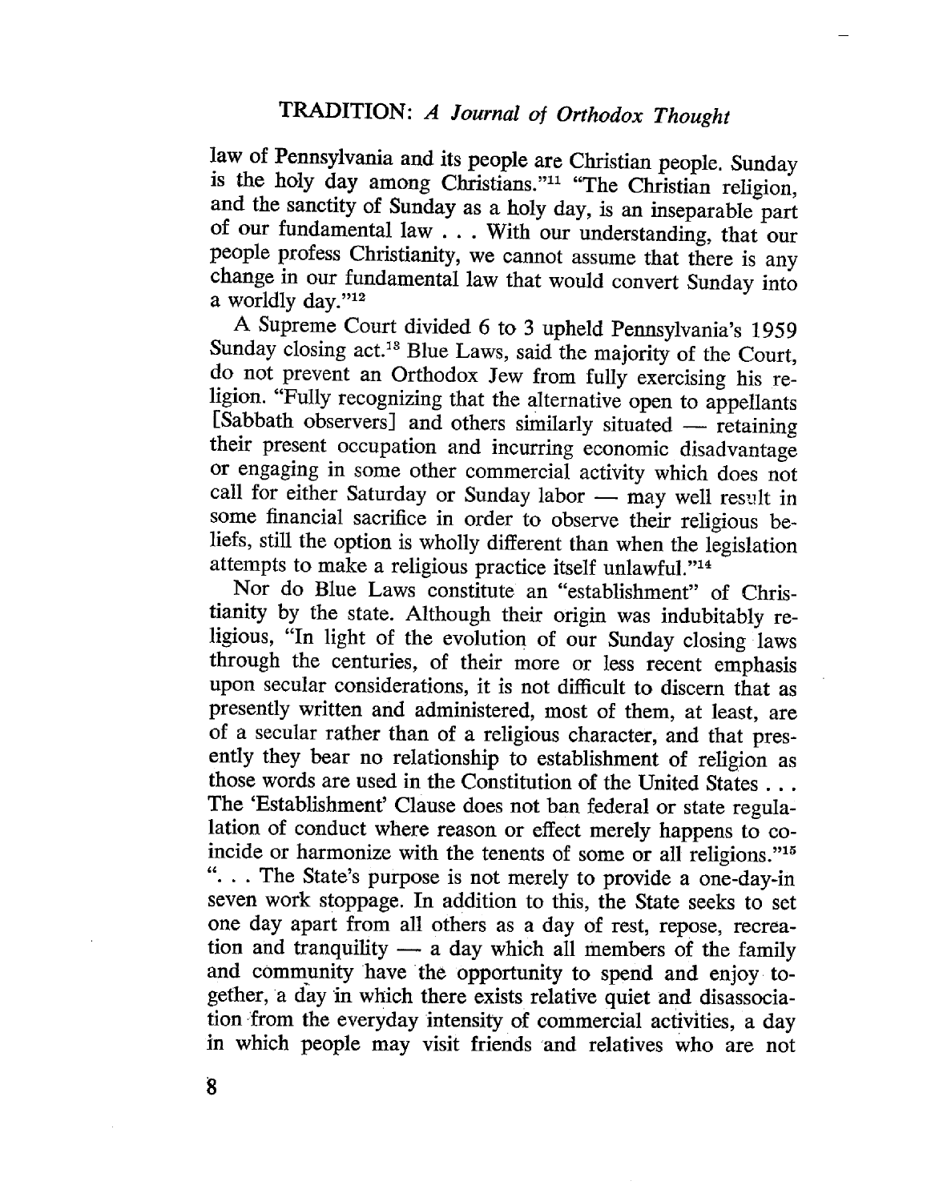law of Pennsylvania and its people are Christian people. Sunday is the holy day among Christians."[11] "The Christian religion, and the sanctity of Sunday as a holy day, is an inseparable part of our fundamental law . . . With our understanding, that our people profess Christianity, we cannot assume that there is any change in our fundamental law that would convert Sunday into a worldly day."[12]

A Supreme Court divided 6 to 3 upheld Pennsylvania's 1959 Sunday closing act.[13] Blue Laws, said the majority of the Court, do not prevent an Orthodox Jew from fully exercising his religion. "Fully recognizing that the alternative open to appellants [Sabbath observers] and others similarly situated — retaining their present occupation and incurring economic disadvantage or engaging in some other commercial activity which does not call for either Saturday or Sunday labor — may well result in some financial sacrifice in order to observe their religious beliefs, still the option is wholly different than when the legislation attempts to make a religious practice itself unlawful."[14]

Nor do Blue Laws constitute an "establishment" of Christianity by the state. Although their origin was indubitably religious, "In light of the evolution of our Sunday closing laws through the centuries, of their more or less recent emphasis upon secular considerations, it is not difficult to discern that as presently written and administered, most of them, at least, are of a secular rather than of a religious character, and that presently they bear no relationship to establishment of religion as those words are used in the Constitution of the United States . . . The 'Establishment' Clause does not ban federal or state regulation of conduct where reason or effect merely happens to coincide or harmonize with the tenents of some or all religions."[15] ". . . The State's purpose is not merely to provide a one-day-in seven work stoppage. In addition to this, the State seeks to set one day apart from all others as a day of rest, repose, recreation and tranquility — a day which all members of the family and community have the opportunity to spend and enjoy together, a day in which there exists relative quiet and disassociation from the everyday intensity of commercial activities, a day in which people may visit friends and relatives who are not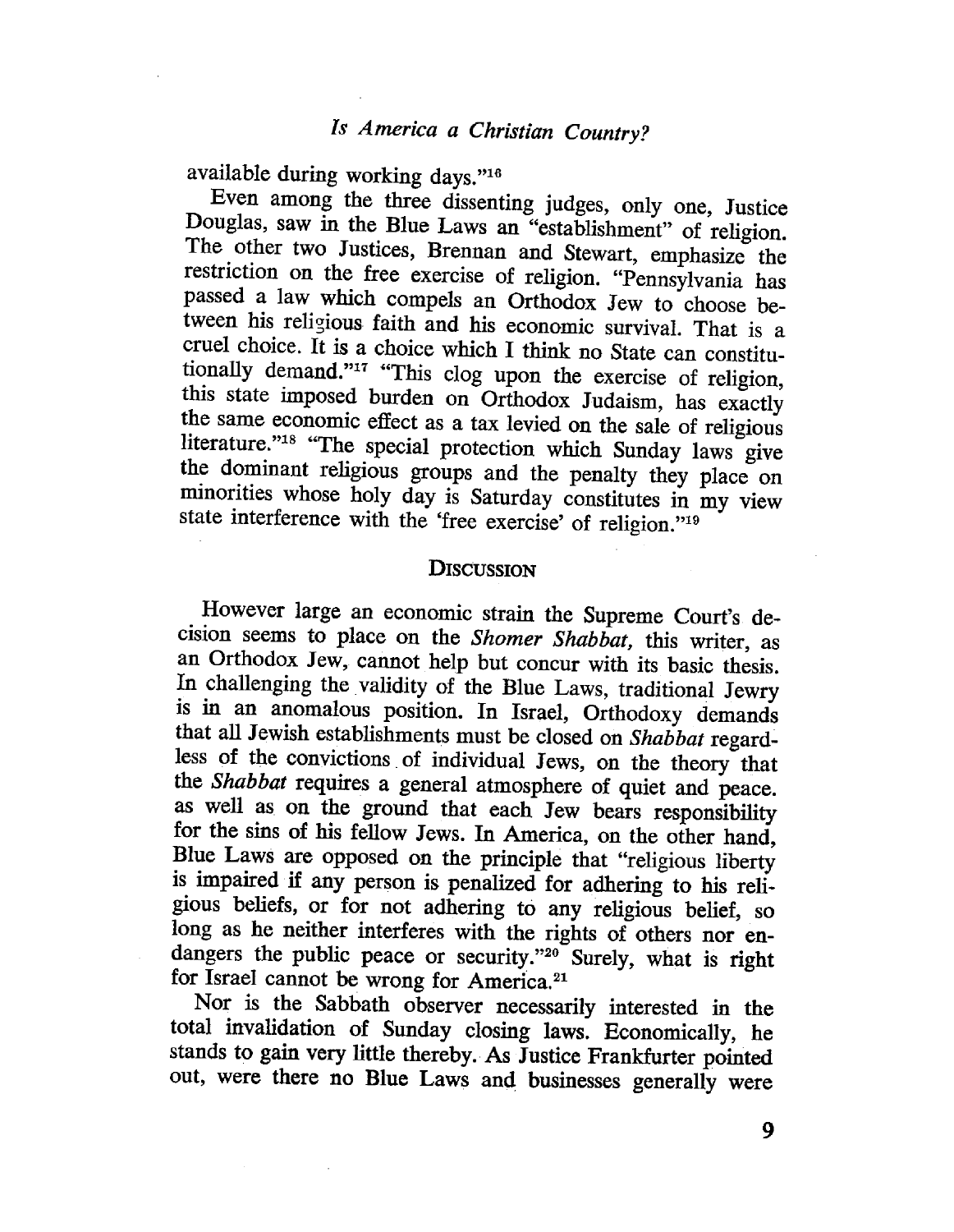available during working days."[16]

Even among the three dissenting judges, only one, Justice Douglas, saw in the Blue Laws an "establishment" of religion. The other two Justices, Brennan and Stewart, emphasize the restriction on the free exercise of religion. "Pennsylvania has passed a law which compels an Orthodox Jew to choose between his religious faith and his economic survival. That is a cruel choice. It is a choice which I think no State can constitutionally demand."[17] "This clog upon the exercise of religion, this state imposed burden on Orthodox Judaism, has exactly the same economic effect as a tax levied on the sale of religious literature."[18] "The special protection which Sunday laws give the dominant religious groups and the penalty they place on minorities whose holy day is Saturday constitutes in my view state interference with the 'free exercise' of religion."[19]

## Discussion

However large an economic strain the Supreme Court's decision seems to place on the *Shomer Shabbat*, this writer, as an Orthodox Jew, cannot help but concur with its basic thesis. In challenging the validity of the Blue Laws, traditional Jewry is in an anomalous position. In Israel, Orthodoxy demands that all Jewish establishments must be closed on *Shabbat* regardless of the convictions of individual Jews, on the theory that the *Shabbat* requires a general atmosphere of quiet and peace. as well as on the ground that each Jew bears responsibility for the sins of his fellow Jews. In America, on the other hand, Blue Laws are opposed on the principle that "religious liberty is impaired if any person is penalized for adhering to his religious beliefs, or for not adhering to any religious belief, so long as he neither interferes with the rights of others nor endangers the public peace or security."[20] Surely, what is right for Israel cannot be wrong for America.[21]

Nor is the Sabbath observer necessarily interested in the total invalidation of Sunday closing laws. Economically, he stands to gain very little thereby. As Justice Frankfurter pointed out, were there no Blue Laws and businesses generally were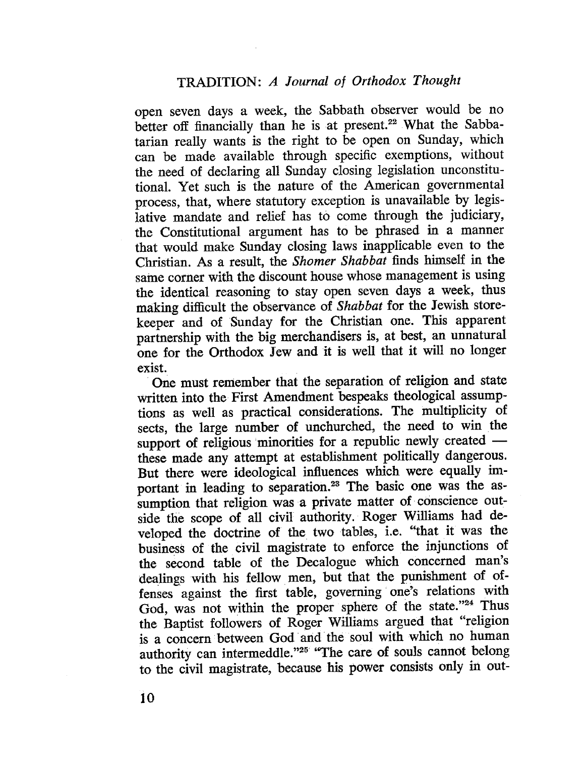open seven days a week, the Sabbath observer would be no better off financially than he is at present.[22] What the Sabbatarian really wants is the right to be open on Sunday, which can be made available through specific exemptions, without the need of declaring all Sunday closing legislation unconstitutional. Yet such is the nature of the American governmental process, that, where statutory exception is unavailable by legislative mandate and relief has to come through the judiciary, the Constitutional argument has to be phrased in a manner that would make Sunday closing laws inapplicable even to the Christian. As a result, the *Shomer Shabbat* finds himself in the same corner with the discount house whose management is using the identical reasoning to stay open seven days a week, thus making difficult the observance of *Shabbat* for the Jewish storekeeper and of Sunday for the Christian one. This apparent partnership with the big merchandisers is, at best, an unnatural one for the Orthodox Jew and it is well that it will no longer exist.

One must remember that the separation of religion and state written into the First Amendment bespeaks theological assumptions as well as practical considerations. The multiplicity of sects, the large number of unchurched, the need to win the support of religious minorities for a republic newly created — these made any attempt at establishment politically dangerous. But there were ideological influences which were equally important in leading to separation.[23] The basic one was the assumption that religion was a private matter of conscience outside the scope of all civil authority. Roger Williams had developed the doctrine of the two tables, i.e. "that it was the business of the civil magistrate to enforce the injunctions of the second table of the Decalogue which concerned man's dealings with his fellow men, but that the punishment of offenses against the first table, governing one's relations with God, was not within the proper sphere of the state."[24] Thus the Baptist followers of Roger Williams argued that "religion is a concern between God and the soul with which no human authority can intermeddle."[25] "The care of souls cannot belong to the civil magistrate, because his power consists only in out-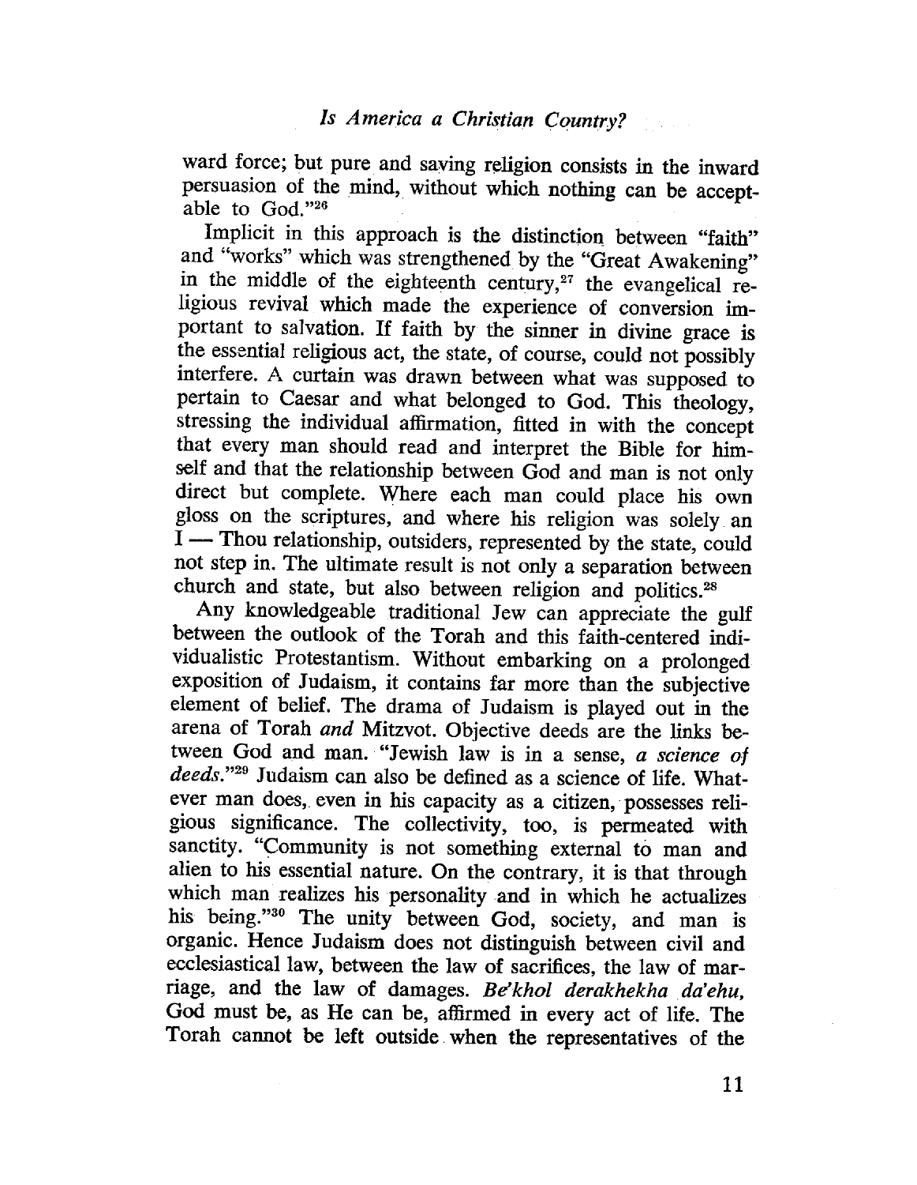ward force; but pure and saving religion consists in the inward persuasion of the mind, without which nothing can be acceptable to God."[26]

Implicit in this approach is the distinction between "faith" and "works" which was strengthened by the "Great Awakening" in the middle of the eighteenth century,[27] the evangelical religious revival which made the experience of conversion important to salvation. If faith by the sinner in divine grace is the essential religious act, the state, of course, could not possibly interfere. A curtain was drawn between what was supposed to pertain to Caesar and what belonged to God. This theology, stressing the individual affirmation, fitted in with the concept that every man should read and interpret the Bible for himself and that the relationship between God and man is not only direct but complete. Where each man could place his own gloss on the scriptures, and where his religion was solely an I — Thou relationship, outsiders, represented by the state, could not step in. The ultimate result is not only a separation between church and state, but also between religion and politics.[28]

Any knowledgeable traditional Jew can appreciate the gulf between the outlook of the Torah and this faith-centered individualistic Protestantism. Without embarking on a prolonged exposition of Judaism, it contains far more than the subjective element of belief. The drama of Judaism is played out in the arena of Torah *and* Mitzvot. Objective deeds are the links between God and man. "Jewish law is in a sense, *a science of deeds*."[29] Judaism can also be defined as a science of life. Whatever man does, even in his capacity as a citizen, possesses religious significance. The collectivity, too, is permeated with sanctity. "Community is not something external to man and alien to his essential nature. On the contrary, it is that through which man realizes his personality and in which he actualizes his being."[30] The unity between God, society, and man is organic. Hence Judaism does not distinguish between civil and ecclesiastical law, between the law of sacrifices, the law of marriage, and the law of damages. *Be'khol derakhekha da'ehu,* God must be, as He can be, affirmed in every act of life. The Torah cannot be left outside when the representatives of the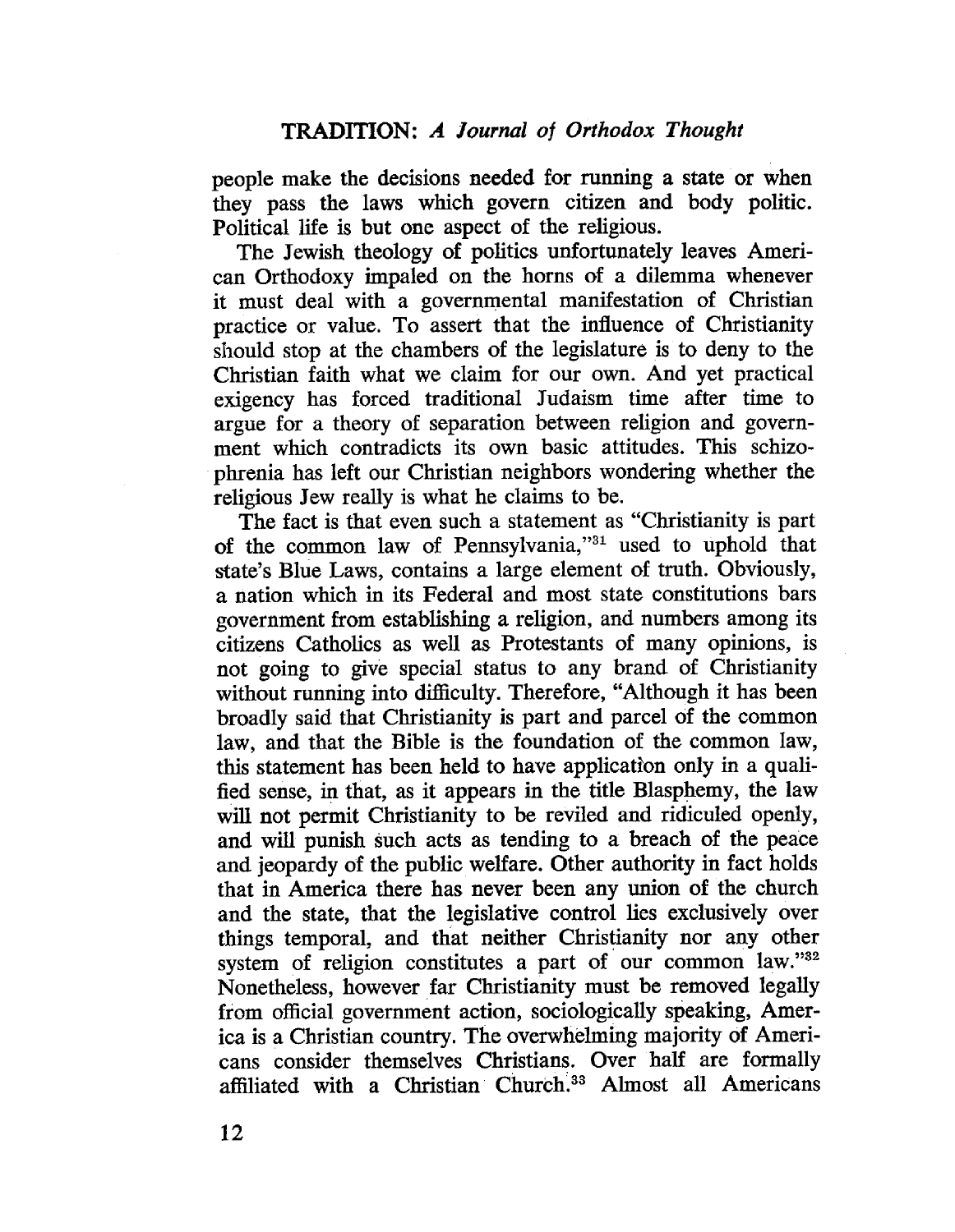people make the decisions needed for running a state or when they pass the laws which govern citizen and body politic. Political life is but one aspect of the religious.

The Jewish theology of politics unfortunately leaves American Orthodoxy impaled on the horns of a dilemma whenever it must deal with a governmental manifestation of Christian practice or value. To assert that the influence of Christianity should stop at the chambers of the legislature is to deny to the Christian faith what we claim for our own. And yet practical exigency has forced traditional Judaism time after time to argue for a theory of separation between religion and government which contradicts its own basic attitudes. This schizophrenia has left our Christian neighbors wondering whether the religious Jew really is what he claims to be.

The fact is that even such a statement as "Christianity is part of the common law of Pennsylvania,"[31] used to uphold that state's Blue Laws, contains a large element of truth. Obviously, a nation which in its Federal and most state constitutions bars government from establishing a religion, and numbers among its citizens Catholics as well as Protestants of many opinions, is not going to give special status to any brand of Christianity without running into difficulty. Therefore, "Although it has been broadly said that Christianity is part and parcel of the common law, and that the Bible is the foundation of the common law, this statement has been held to have application only in a qualified sense, in that, as it appears in the title Blasphemy, the law will not permit Christianity to be reviled and ridiculed openly, and will punish such acts as tending to a breach of the peace and jeopardy of the public welfare. Other authority in fact holds that in America there has never been any union of the church and the state, that the legislative control lies exclusively over things temporal, and that neither Christianity nor any other system of religion constitutes a part of our common law."[32] Nonetheless, however far Christianity must be removed legally from official government action, sociologically speaking, America is a Christian country. The overwhelming majority of Americans consider themselves Christians. Over half are formally affiliated with a Christian Church.[33] Almost all Americans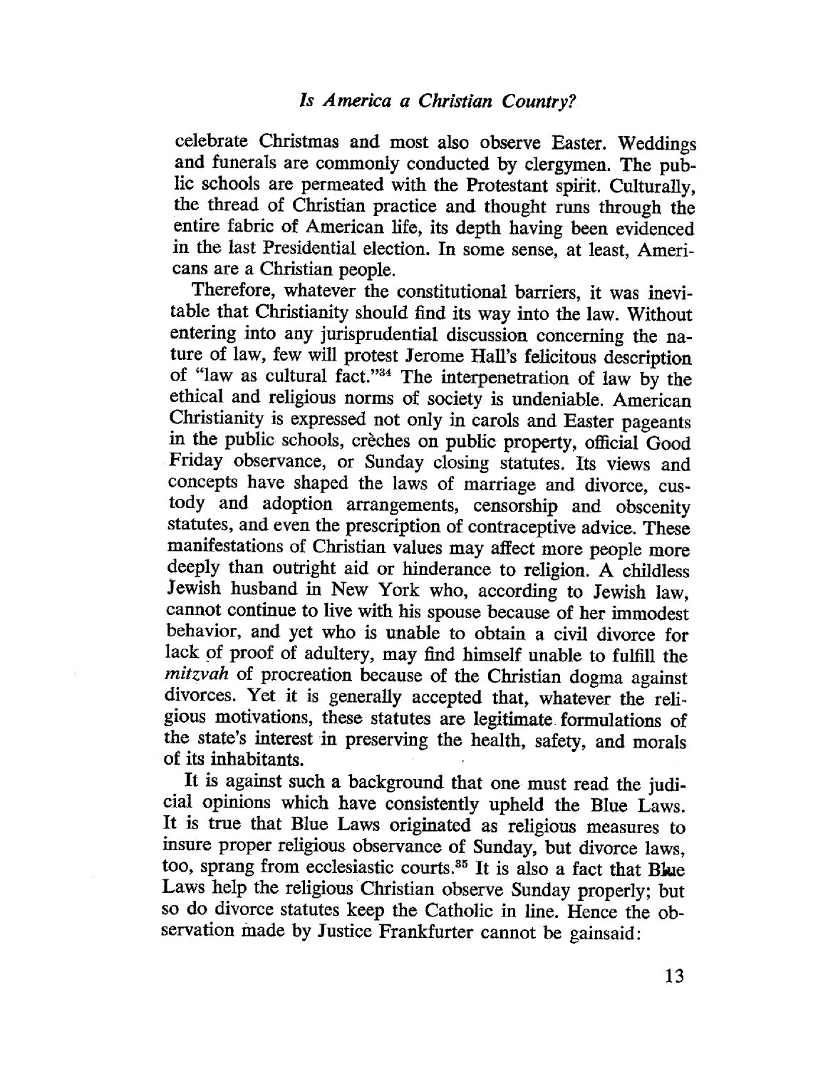celebrate Christmas and most also observe Easter. Weddings and funerals are commonly conducted by clergymen. The public schools are permeated with the Protestant spirit. Culturally, the thread of Christian practice and thought runs through the entire fabric of American life, its depth having been evidenced in the last Presidential election. In some sense, at least, Americans are a Christian people.

Therefore, whatever the constitutional barriers, it was inevitable that Christianity should find its way into the law. Without entering into any jurisprudential discussion concerning the nature of law, few will protest Jerome Hall's felicitous description of "law as cultural fact."[34] The interpenetration of law by the ethical and religious norms of society is undeniable. American Christianity is expressed not only in carols and Easter pageants in the public schools, crèches on public property, official Good Friday observance, or Sunday closing statutes. Its views and concepts have shaped the laws of marriage and divorce, custody and adoption arrangements, censorship and obscenity statutes, and even the prescription of contraceptive advice. These manifestations of Christian values may affect more people more deeply than outright aid or hinderance to religion. A childless Jewish husband in New York who, according to Jewish law, cannot continue to live with his spouse because of her immodest behavior, and yet who is unable to obtain a civil divorce for lack of proof of adultery, may find himself unable to fulfill the *mitzvah* of procreation because of the Christian dogma against divorces. Yet it is generally accepted that, whatever the religious motivations, these statutes are legitimate formulations of the state's interest in preserving the health, safety, and morals of its inhabitants.

It is against such a background that one must read the judicial opinions which have consistently upheld the Blue Laws. It is true that Blue Laws originated as religious measures to insure proper religious observance of Sunday, but divorce laws, too, sprang from ecclesiastic courts.[35] It is also a fact that Blue Laws help the religious Christian observe Sunday properly; but so do divorce statutes keep the Catholic in line. Hence the observation made by Justice Frankfurter cannot be gainsaid: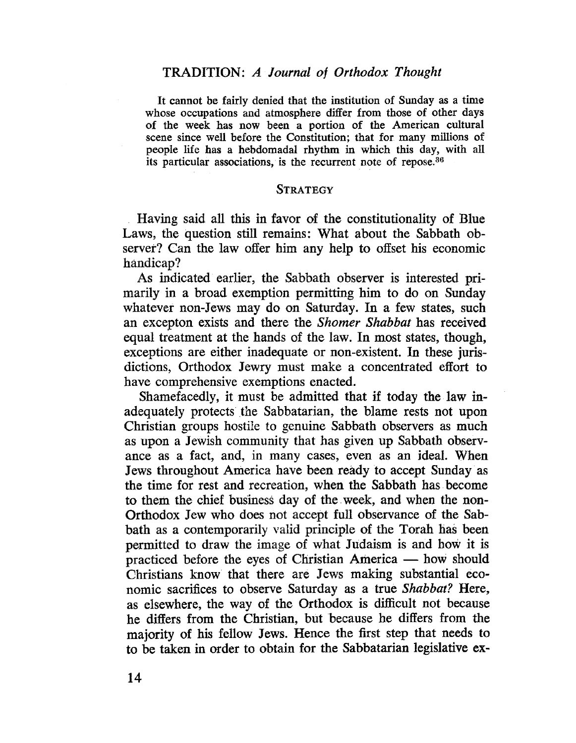> It cannot be fairly denied that the institution of Sunday as a time whose occupations and atmosphere differ from those of other days of the week has now been a portion of the American cultural scene since well before the Constitution; that for many millions of people life has a hebdomadal rhythm in which this day, with all its particular associations, is the recurrent note of repose.[36]

## STRATEGY

Having said all this in favor of the constitutionality of Blue Laws, the question still remains: What about the Sabbath observer? Can the law offer him any help to offset his economic handicap?

As indicated earlier, the Sabbath observer is interested primarily in a broad exemption permitting him to do on Sunday whatever non-Jews may do on Saturday. In a few states, such an excepton exists and there the *Shomer Shabbat* has received equal treatment at the hands of the law. In most states, though, exceptions are either inadequate or non-existent. In these jurisdictions, Orthodox Jewry must make a concentrated effort to have comprehensive exemptions enacted.

Shamefacedly, it must be admitted that if today the law inadequately protects the Sabbatarian, the blame rests not upon Christian groups hostile to genuine Sabbath observers as much as upon a Jewish community that has given up Sabbath observance as a fact, and, in many cases, even as an ideal. When Jews throughout America have been ready to accept Sunday as the time for rest and recreation, when the Sabbath has become to them the chief business day of the week, and when the non-Orthodox Jew who does not accept full observance of the Sabbath as a contemporarily valid principle of the Torah has been permitted to draw the image of what Judaism is and how it is practiced before the eyes of Christian America — how should Christians know that there are Jews making substantial economic sacrifices to observe Saturday as a true *Shabbat?* Here, as elsewhere, the way of the Orthodox is difficult not because he differs from the Christian, but because he differs from the majority of his fellow Jews. Hence the first step that needs to to be taken in order to obtain for the Sabbatarian legislative ex-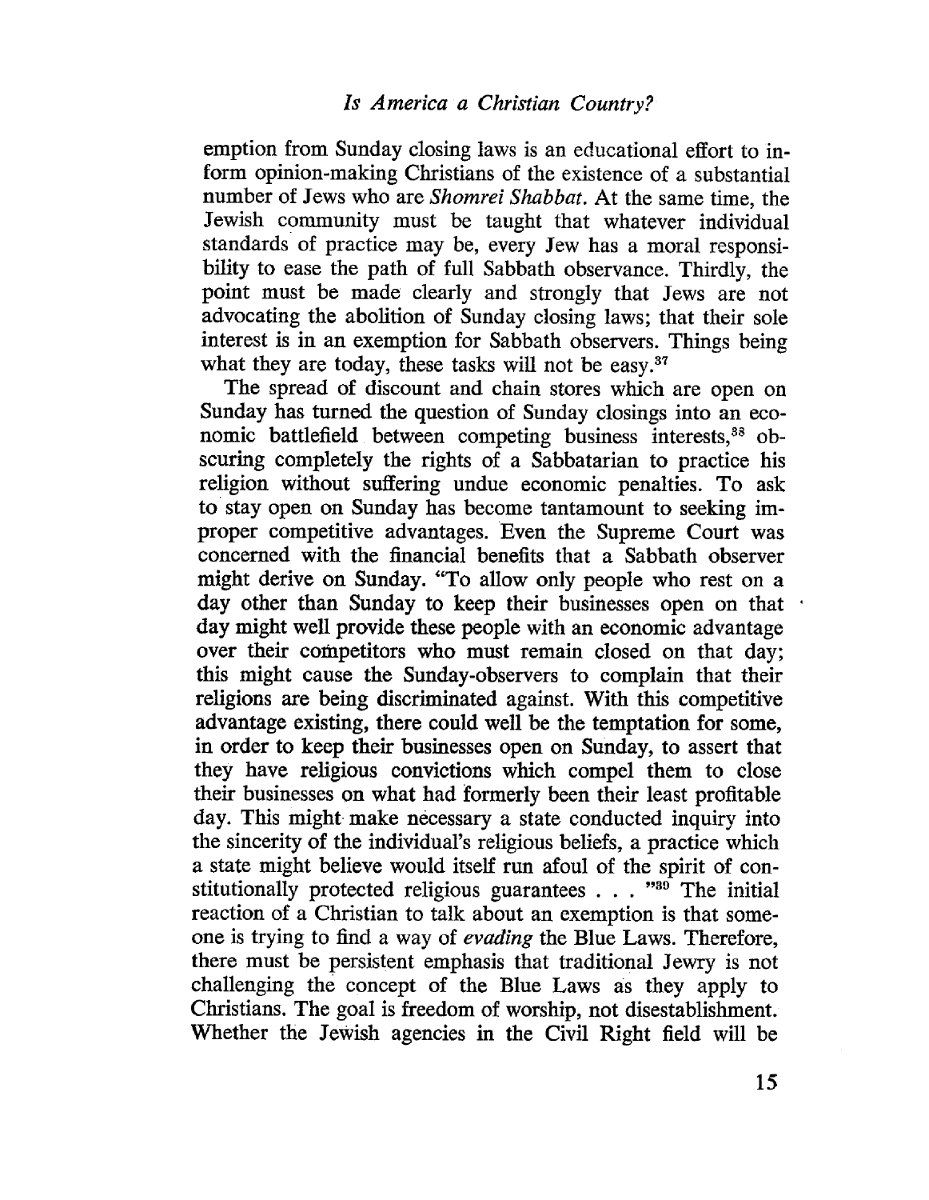emption from Sunday closing laws is an educational effort to inform opinion-making Christians of the existence of a substantial number of Jews who are *Shomrei Shabbat.* At the same time, the Jewish community must be taught that whatever individual standards of practice may be, every Jew has a moral responsibility to ease the path of full Sabbath observance. Thirdly, the point must be made clearly and strongly that Jews are not advocating the abolition of Sunday closing laws; that their sole interest is in an exemption for Sabbath observers. Things being what they are today, these tasks will not be easy.[37]

The spread of discount and chain stores which are open on Sunday has turned the question of Sunday closings into an economic battlefield between competing business interests,[38] obscuring completely the rights of a Sabbatarian to practice his religion without suffering undue economic penalties. To ask to stay open on Sunday has become tantamount to seeking improper competitive advantages. Even the Supreme Court was concerned with the financial benefits that a Sabbath observer might derive on Sunday. "To allow only people who rest on a day other than Sunday to keep their businesses open on that day might well provide these people with an economic advantage over their competitors who must remain closed on that day; this might cause the Sunday-observers to complain that their religions are being discriminated against. With this competitive advantage existing, there could well be the temptation for some, in order to keep their businesses open on Sunday, to assert that they have religious convictions which compel them to close their businesses on what had formerly been their least profitable day. This might make necessary a state conducted inquiry into the sincerity of the individual's religious beliefs, a practice which a state might believe would itself run afoul of the spirit of constitutionally protected religious guarantees . . . "[39] The initial reaction of a Christian to talk about an exemption is that someone is trying to find a way of *evading* the Blue Laws. Therefore, there must be persistent emphasis that traditional Jewry is not challenging the concept of the Blue Laws as they apply to Christians. The goal is freedom of worship, not disestablishment. Whether the Jewish agencies in the Civil Right field will be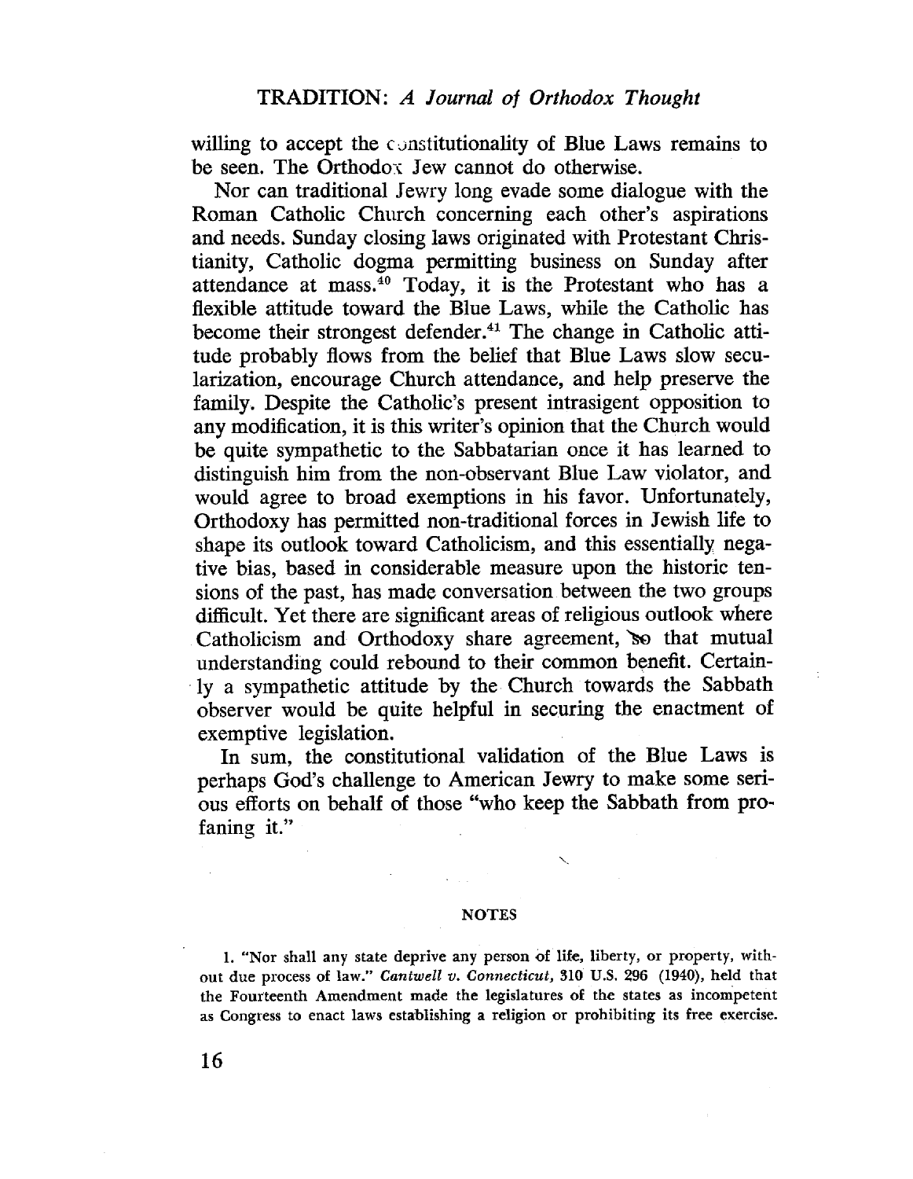willing to accept the constitutionality of Blue Laws remains to be seen. The Orthodox Jew cannot do otherwise.

Nor can traditional Jewry long evade some dialogue with the Roman Catholic Church concerning each other's aspirations and needs. Sunday closing laws originated with Protestant Christianity, Catholic dogma permitting business on Sunday after attendance at mass.[40] Today, it is the Protestant who has a flexible attitude toward the Blue Laws, while the Catholic has become their strongest defender.[41] The change in Catholic attitude probably flows from the belief that Blue Laws slow secularization, encourage Church attendance, and help preserve the family. Despite the Catholic's present intrasigent opposition to any modification, it is this writer's opinion that the Church would be quite sympathetic to the Sabbatarian once it has learned to distinguish him from the non-observant Blue Law violator, and would agree to broad exemptions in his favor. Unfortunately, Orthodoxy has permitted non-traditional forces in Jewish life to shape its outlook toward Catholicism, and this essentially negative bias, based in considerable measure upon the historic tensions of the past, has made conversation between the two groups difficult. Yet there are significant areas of religious outlook where Catholicism and Orthodoxy share agreement, so that mutual understanding could rebound to their common benefit. Certainly a sympathetic attitude by the Church towards the Sabbath observer would be quite helpful in securing the enactment of exemptive legislation.

In sum, the constitutional validation of the Blue Laws is perhaps God's challenge to American Jewry to make some serious efforts on behalf of those "who keep the Sabbath from profaning it."

#### NOTES

1. "Nor shall any state deprive any person of life, liberty, or property, without due process of law." *Cantwell v. Connecticut,* 310 U.S. 296 (1940), held that the Fourteenth Amendment made the legislatures of the states as incompetent as Congress to enact laws establishing a religion or prohibiting its free exercise.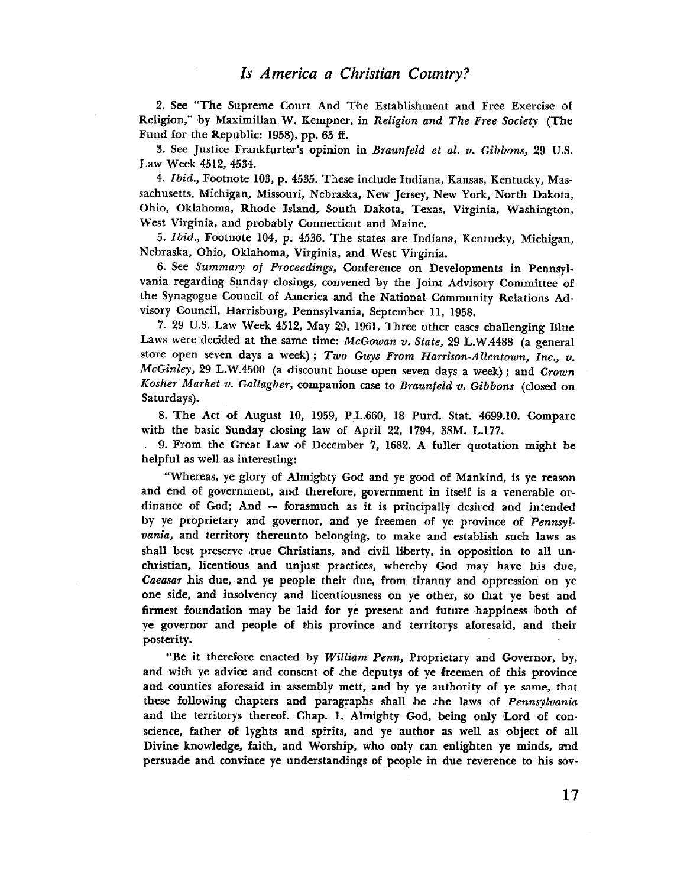2. See "The Supreme Court And The Establishment and Free Exercise of Religion," by Maximilian W. Kempner, in *Religion and The Free Society* (The Fund for the Republic: 1958), pp. 65 ff.

3. See Justice Frankfurter's opinion in *Braunfeld et al. v. Gibbons*, 29 U.S. Law Week 4512, 4534.

4. *Ibid.*, Footnote 103, p. 4535. These include Indiana, Kansas, Kentucky, Massachusetts, Michigan, Missouri, Nebraska, New Jersey, New York, North Dakota, Ohio, Oklahoma, Rhode Island, South Dakota, Texas, Virginia, Washington, West Virginia, and probably Connecticut and Maine.

5. *Ibid.*, Footnote 104, p. 4536. The states are Indiana, Kentucky, Michigan, Nebraska, Ohio, Oklahoma, Virginia, and West Virginia.

6. See *Summary of Proceedings*, Conference on Developments in Pennsylvania regarding Sunday closings, convened by the Joint Advisory Committee of the Synagogue Council of America and the National Community Relations Advisory Council, Harrisburg, Pennsylvania, September 11, 1958.

7. 29 U.S. Law Week 4512, May 29, 1961. Three other cases challenging Blue Laws were decided at the same time: *McGowan v. State*, 29 L.W.4488 (a general store open seven days a week); *Two Guys From Harrison-Allentown, Inc., v. McGinley*, 29 L.W.4500 (a discount house open seven days a week); and *Crown Kosher Market v. Gallagher*, companion case to *Braunfeld v. Gibbons* (closed on Saturdays).

8. The Act of August 10, 1959, P.L.660, 18 Purd. Stat. 4699.10. Compare with the basic Sunday closing law of April 22, 1794, 3SM. L.177.

9. From the Great Law of December 7, 1682. A fuller quotation might be helpful as well as interesting:

"Whereas, ye glory of Almighty God and ye good of Mankind, is ye reason and end of government, and therefore, government in itself is a venerable ordinance of God; And — forasmuch as it is principally desired and intended by ye proprietary and governor, and ye freemen of ye province of *Pennsylvania*, and territory thereunto belonging, to make and establish such laws as shall best preserve true Christians, and civil liberty, in opposition to all unchristian, licentious and unjust practices, whereby God may have his due, *Caeasar* his due, and ye people their due, from tiranny and oppression on ye one side, and insolvency and licentiousness on ye other, so that ye best and firmest foundation may be laid for ye present and future happiness both of ye governor and people of this province and territorys aforesaid, and their posterity.

"Be it therefore enacted by *William Penn*, Proprietary and Governor, by, and with ye advice and consent of the deputys of ye freemen of this province and counties aforesaid in assembly mett, and by ye authority of ye same, that these following chapters and paragraphs shall be the laws of *Pennsylvania* and the territorys thereof. Chap. 1. Almighty God, being only Lord of conscience, father of lyghts and spirits, and ye author as well as object of all Divine knowledge, faith, and Worship, who only can enlighten ye minds, and persuade and convince ye understandings of people in due reverence to his sov-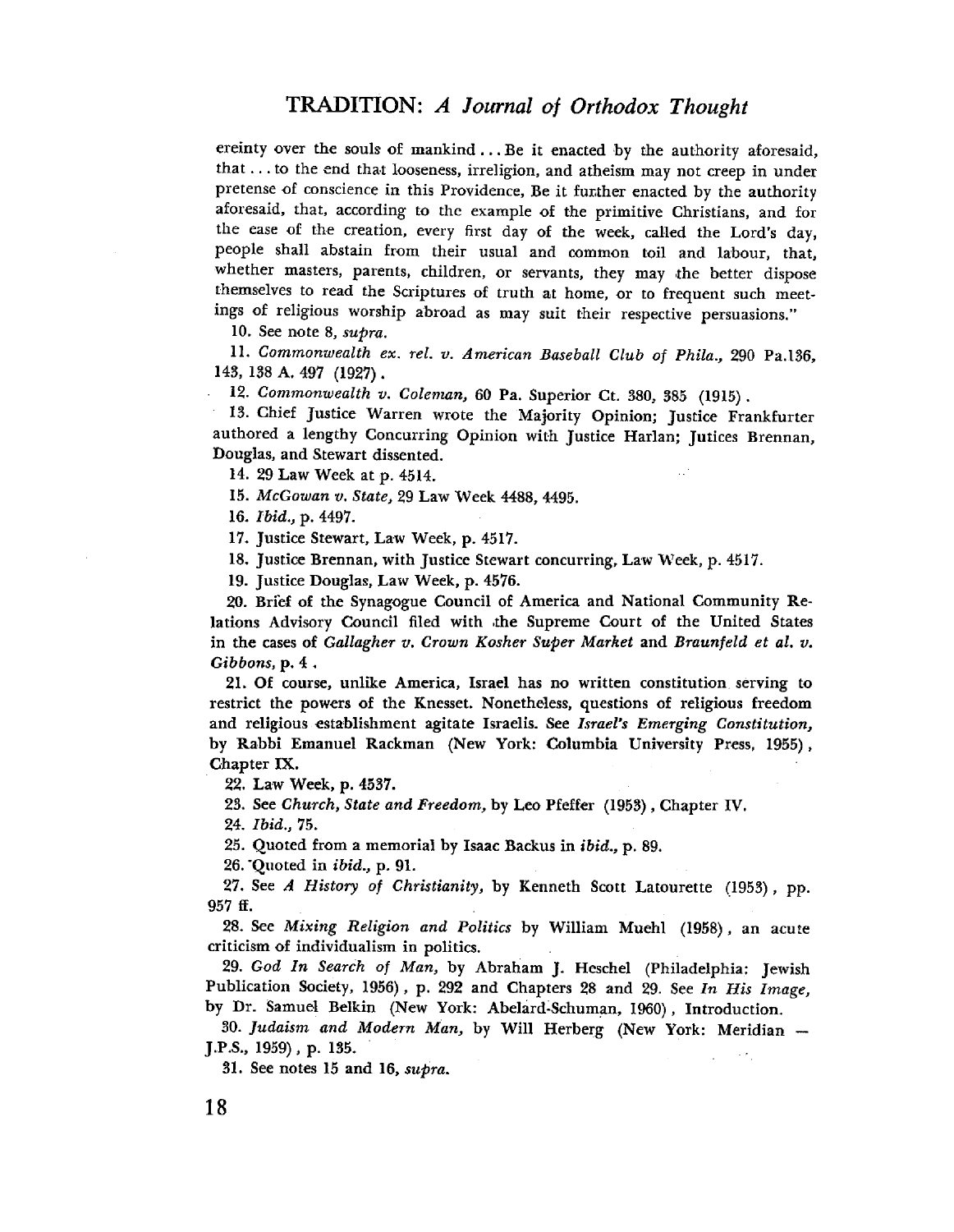ereinty over the souls of mankind ... Be it enacted by the authority aforesaid, that ... to the end that looseness, irreligion, and atheism may not creep in under pretense of conscience in this Providence, Be it further enacted by the authority aforesaid, that, according to the example of the primitive Christians, and for the ease of the creation, every first day of the week, called the Lord's day, people shall abstain from their usual and common toil and labour, that, whether masters, parents, children, or servants, they may the better dispose themselves to read the Scriptures of truth at home, or to frequent such meetings of religious worship abroad as may suit their respective persuasions."

10. See note 8, *supra.*

11. *Commonwealth ex. rel. v. American Baseball Club of Phila.,* 290 Pa.136, 143, 138 A. 497 (1927).

12. *Commonwealth v. Coleman,* 60 Pa. Superior Ct. 380, 385 (1915).

13. Chief Justice Warren wrote the Majority Opinion; Justice Frankfurter authored a lengthy Concurring Opinion with Justice Harlan; Jutices Brennan, Douglas, and Stewart dissented.

14. 29 Law Week at p. 4514.

15. *McGowan v. State,* 29 Law Week 4488, 4495.

16. *Ibid.,* p. 4497.

17. Justice Stewart, Law Week, p. 4517.

18. Justice Brennan, with Justice Stewart concurring, Law Week, p. 4517.

19. Justice Douglas, Law Week, p. 4576.

20. Brief of the Synagogue Council of America and National Community Relations Advisory Council filed with the Supreme Court of the United States in the cases of *Gallagher v. Crown Kosher Super Market* and *Braunfeld et al. v. Gibbons,* p. 4.

21. Of course, unlike America, Israel has no written constitution serving to restrict the powers of the Knesset. Nonetheless, questions of religious freedom and religious establishment agitate Israelis. See *Israel's Emerging Constitution,* by Rabbi Emanuel Rackman (New York: Columbia University Press, 1955), Chapter IX.

22. Law Week, p. 4537.

23. See *Church, State and Freedom,* by Leo Pfeffer (1953), Chapter IV.

24. *Ibid.,* 75.

25. Quoted from a memorial by Isaac Backus in *ibid.,* p. 89.

26. Quoted in *ibid.,* p. 91.

27. See *A History of Christianity,* by Kenneth Scott Latourette (1953), pp. 957 ff.

28. See *Mixing Religion and Politics* by William Muehl (1958), an acute criticism of individualism in politics.

29. *God In Search of Man,* by Abraham J. Heschel (Philadelphia: Jewish Publication Society, 1956), p. 292 and Chapters 28 and 29. See *In His Image,* by Dr. Samuel Belkin (New York: Abelard-Schuman, 1960), Introduction.

30. *Judaism and Modern Man,* by Will Herberg (New York: Meridian — J.P.S., 1959), p. 135.

31. See notes 15 and 16, *supra.*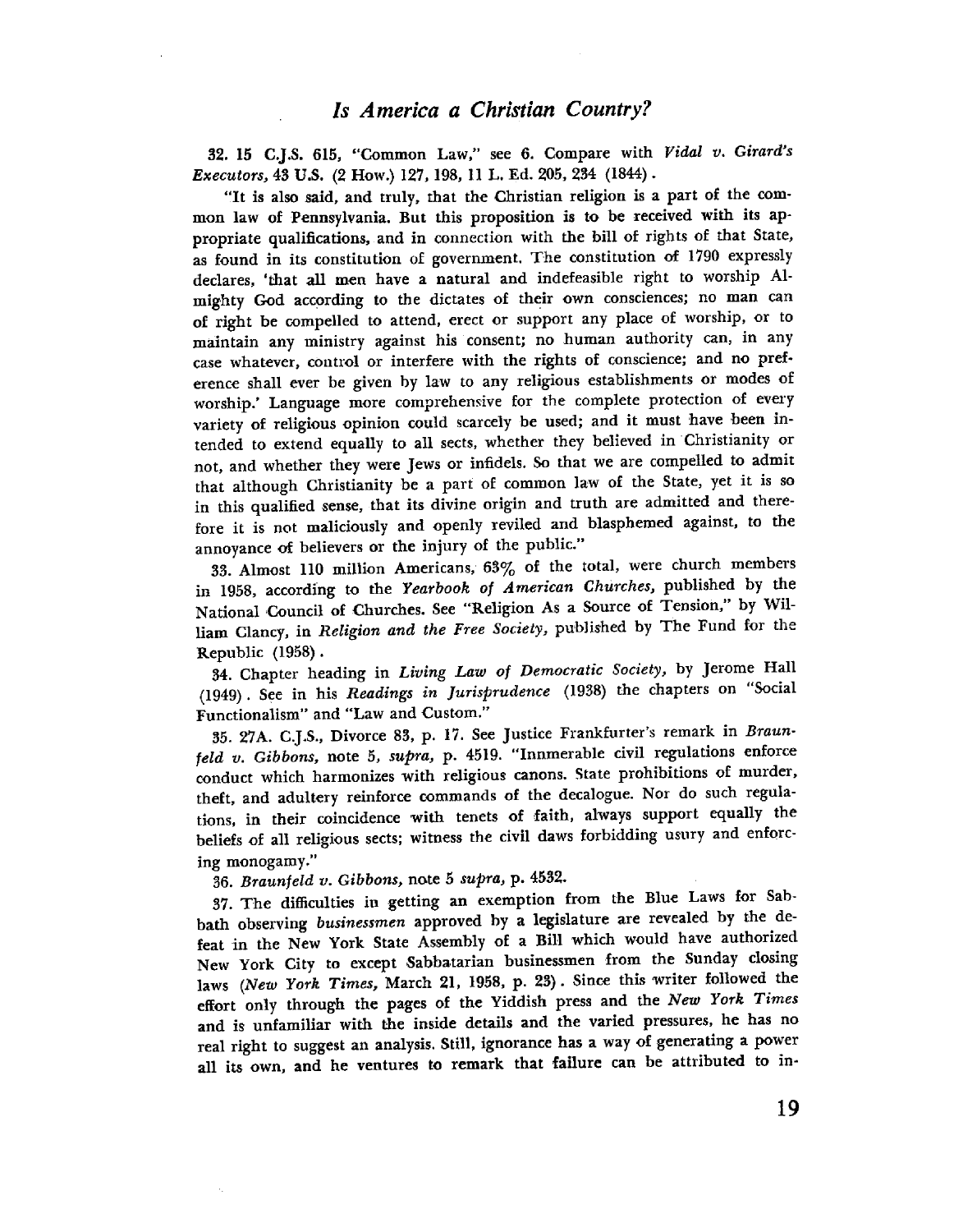32. 15 C.J.S. 615, "Common Law," see 6. Compare with *Vidal v. Girard's Executors*, 43 U.S. (2 How.) 127, 198, 11 L. Ed. 205, 234 (1844).

"It is also said, and truly, that the Christian religion is a part of the common law of Pennsylvania. But this proposition is to be received with its appropriate qualifications, and in connection with the bill of rights of that State, as found in its constitution of government. The constitution of 1790 expressly declares, 'that all men have a natural and indefeasible right to worship Almighty God according to the dictates of their own consciences; no man can of right be compelled to attend, erect or support any place of worship, or to maintain any ministry against his consent; no human authority can, in any case whatever, control or interfere with the rights of conscience; and no preference shall ever be given by law to any religious establishments or modes of worship.' Language more comprehensive for the complete protection of every variety of religious opinion could scarcely be used; and it must have been intended to extend equally to all sects, whether they believed in Christianity or not, and whether they were Jews or infidels. So that we are compelled to admit that although Christianity be a part of common law of the State, yet it is so in this qualified sense, that its divine origin and truth are admitted and therefore it is not maliciously and openly reviled and blasphemed against, to the annoyance of believers or the injury of the public."

33. Almost 110 million Americans, 63% of the total, were church members in 1958, according to the *Yearbook of American Churches*, published by the National Council of Churches. See "Religion As a Source of Tension," by William Clancy, in *Religion and the Free Society*, published by The Fund for the Republic (1958).

34. Chapter heading in *Living Law of Democratic Society*, by Jerome Hall (1949). See in his *Readings in Jurisprudence* (1938) the chapters on "Social Functionalism" and "Law and Custom."

35. 27A. C.J.S., Divorce 83, p. 17. See Justice Frankfurter's remark in *Braunfeld v. Gibbons*, note 5, *supra*, p. 4519. "Innmerable civil regulations enforce conduct which harmonizes with religious canons. State prohibitions of murder, theft, and adultery reinforce commands of the decalogue. Nor do such regulations, in their coincidence with tenets of faith, always support equally the beliefs of all religious sects; witness the civil daws forbidding usury and enforcing monogamy."

36. *Braunfeld v. Gibbons*, note 5 *supra*, p. 4532.

37. The difficulties in getting an exemption from the Blue Laws for Sabbath observing *businessmen* approved by a legislature are revealed by the defeat in the New York State Assembly of a Bill which would have authorized New York City to except Sabbatarian businessmen from the Sunday closing laws (*New York Times*, March 21, 1958, p. 23). Since this writer followed the effort only through the pages of the Yiddish press and the *New York Times* and is unfamiliar with the inside details and the varied pressures, he has no real right to suggest an analysis. Still, ignorance has a way of generating a power all its own, and he ventures to remark that failure can be attributed to in-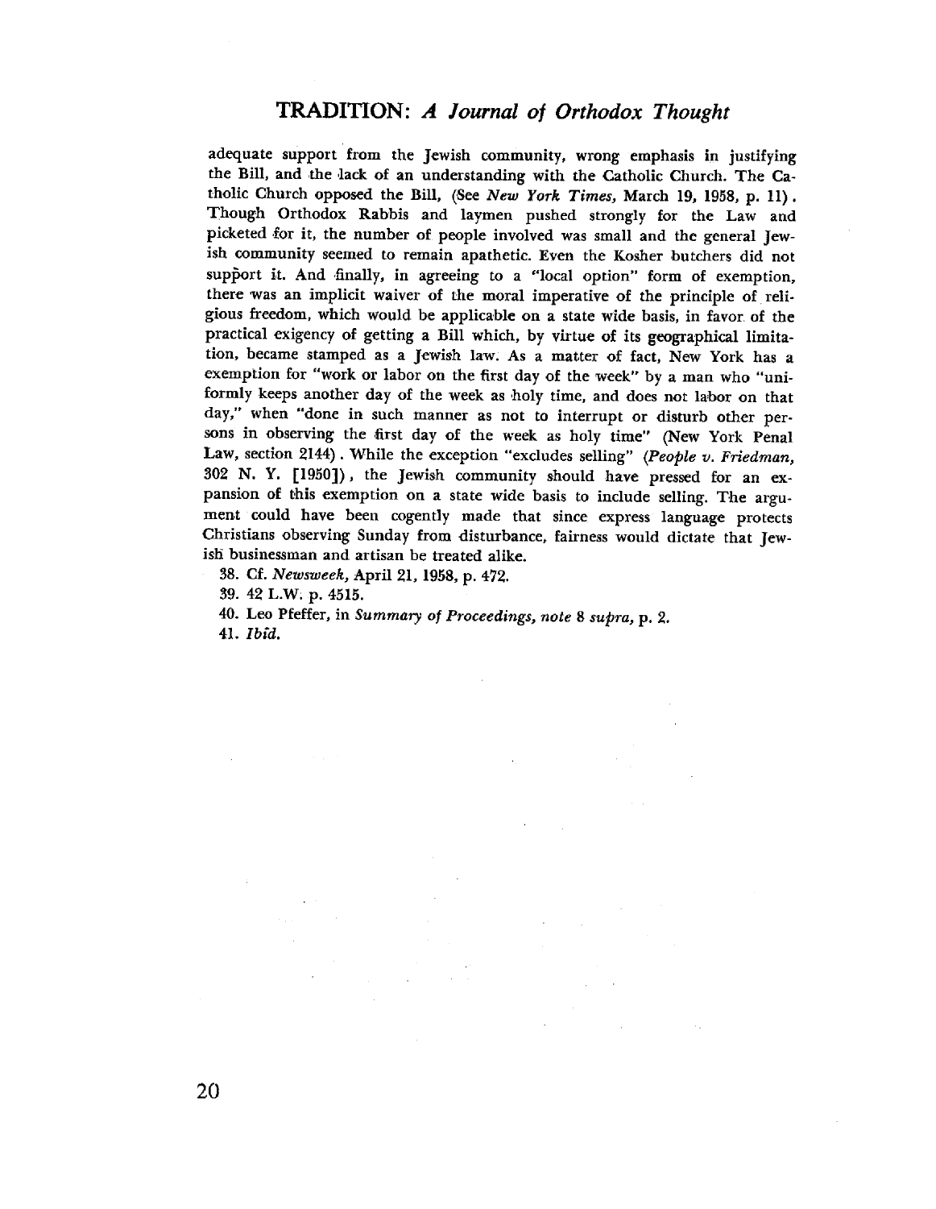adequate support from the Jewish community, wrong emphasis in justifying the Bill, and the lack of an understanding with the Catholic Church. The Catholic Church opposed the Bill, (See *New York Times*, March 19, 1958, p. 11). Though Orthodox Rabbis and laymen pushed strongly for the Law and picketed for it, the number of people involved was small and the general Jewish community seemed to remain apathetic. Even the Kosher butchers did not support it. And finally, in agreeing to a "local option" form of exemption, there was an implicit waiver of the moral imperative of the principle of religious freedom, which would be applicable on a state wide basis, in favor of the practical exigency of getting a Bill which, by virtue of its geographical limitation, became stamped as a Jewish law. As a matter of fact, New York has a exemption for "work or labor on the first day of the week" by a man who "uniformly keeps another day of the week as holy time, and does not labor on that day," when "done in such manner as not to interrupt or disturb other persons in observing the first day of the week as holy time" (New York Penal Law, section 2144). While the exception "excludes selling" (*People v. Friedman*, 302 N. Y. [1950]), the Jewish community should have pressed for an expansion of this exemption on a state wide basis to include selling. The argument could have been cogently made that since express language protects Christians observing Sunday from disturbance, fairness would dictate that Jewish businessman and artisan be treated alike.

38. Cf. *Newsweek*, April 21, 1958, p. 472.

39. 42 L.W. p. 4515.

40. Leo Pfeffer, in *Summary of Proceedings, note 8 supra*, p. 2.

41. *Ibid.*